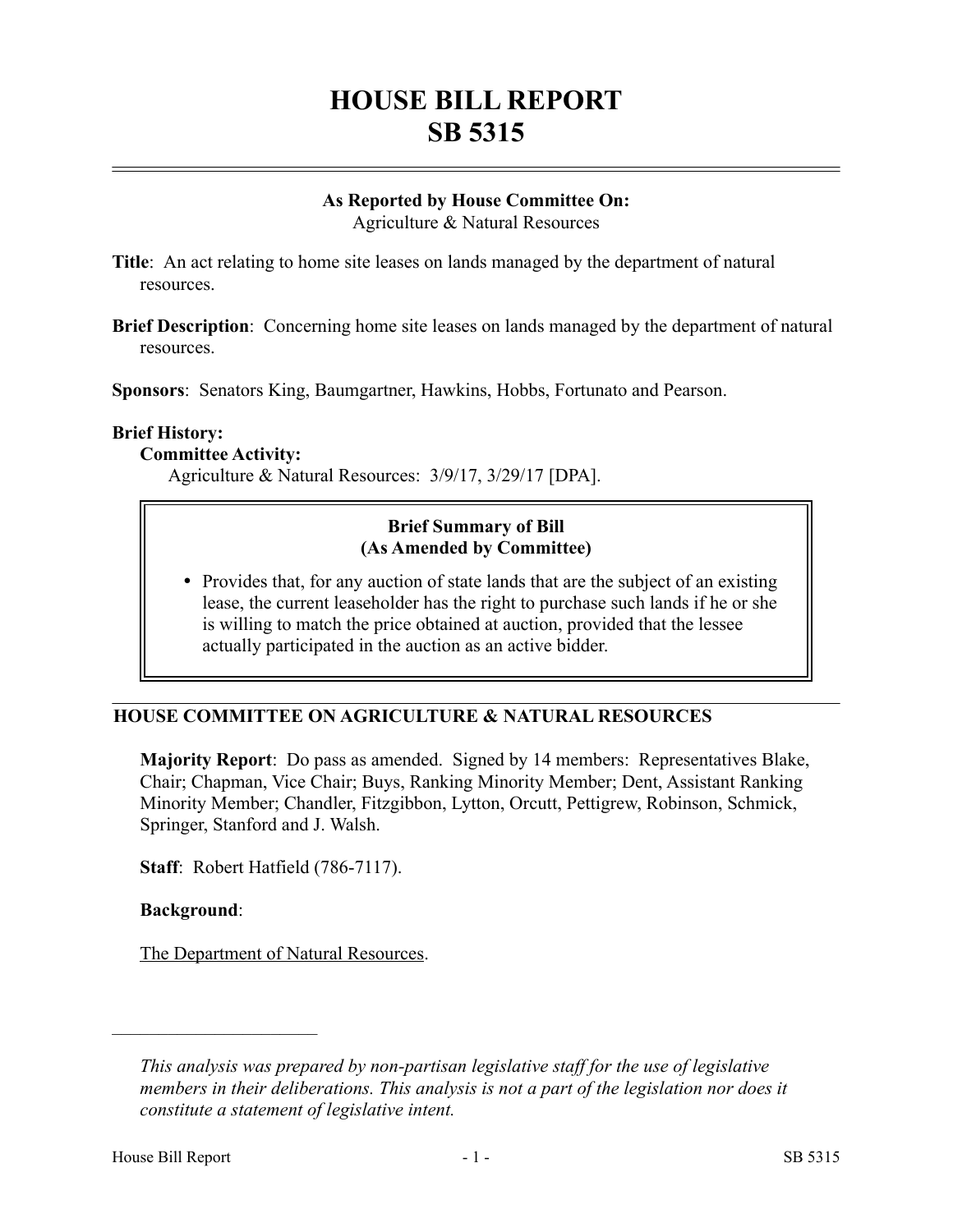# HOUSE BILL REPORT
# SB 5315

**As Reported by House Committee On:**
Agriculture & Natural Resources

**Title**: An act relating to home site leases on lands managed by the department of natural resources.

**Brief Description**: Concerning home site leases on lands managed by the department of natural resources.

**Sponsors**: Senators King, Baumgartner, Hawkins, Hobbs, Fortunato and Pearson.

**Brief History:**

**Committee Activity:**

Agriculture & Natural Resources: 3/9/17, 3/29/17 [DPA].

**Brief Summary of Bill**
**(As Amended by Committee)**

- Provides that, for any auction of state lands that are the subject of an existing lease, the current leaseholder has the right to purchase such lands if he or she is willing to match the price obtained at auction, provided that the lessee actually participated in the auction as an active bidder.

## HOUSE COMMITTEE ON AGRICULTURE & NATURAL RESOURCES

**Majority Report**: Do pass as amended. Signed by 14 members: Representatives Blake, Chair; Chapman, Vice Chair; Buys, Ranking Minority Member; Dent, Assistant Ranking Minority Member; Chandler, Fitzgibbon, Lytton, Orcutt, Pettigrew, Robinson, Schmick, Springer, Stanford and J. Walsh.

**Staff**: Robert Hatfield (786-7117).

**Background**:

The Department of Natural Resources.

---

*This analysis was prepared by non-partisan legislative staff for the use of legislative members in their deliberations. This analysis is not a part of the legislation nor does it constitute a statement of legislative intent.*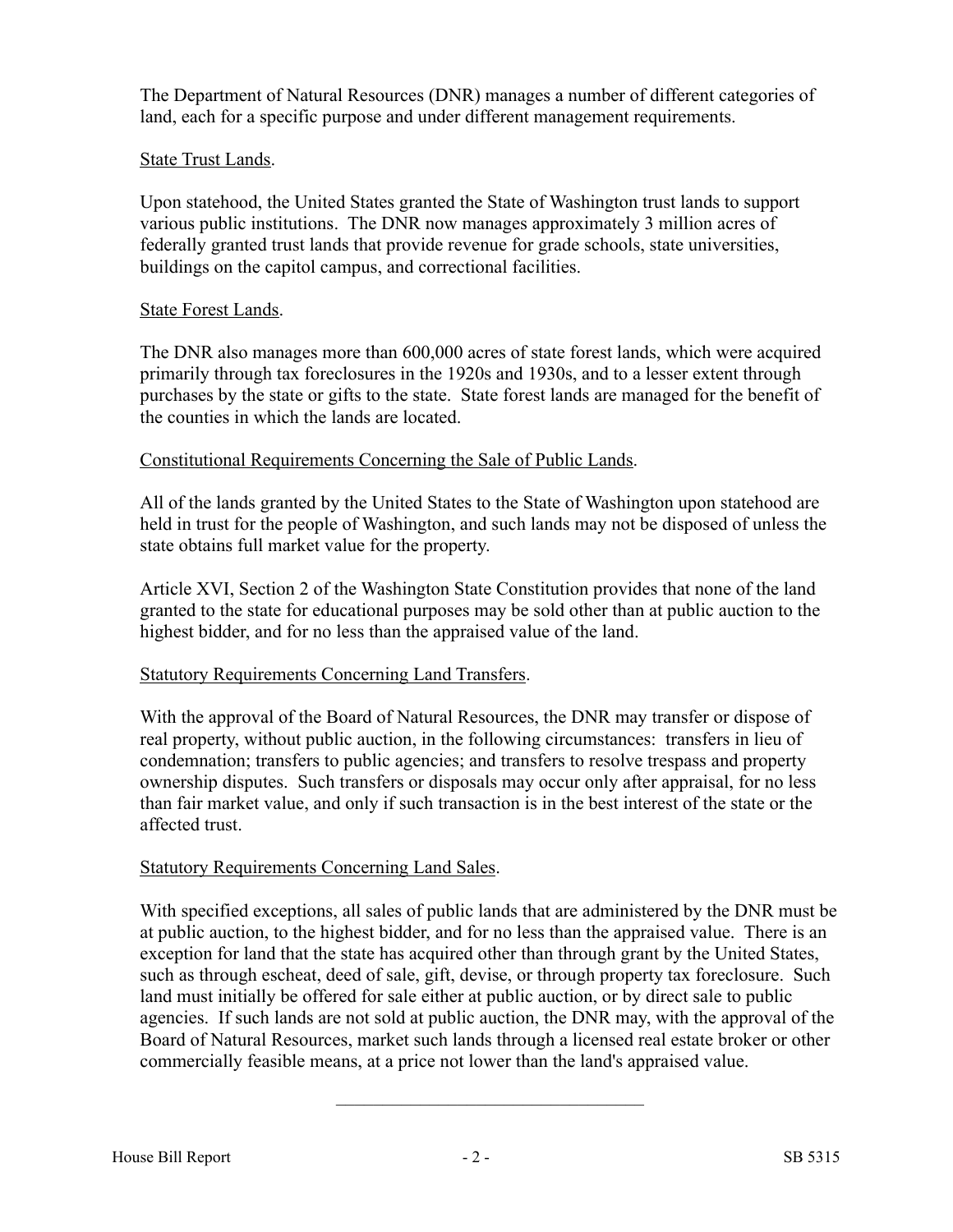The Department of Natural Resources (DNR) manages a number of different categories of land, each for a specific purpose and under different management requirements.

State Trust Lands.

Upon statehood, the United States granted the State of Washington trust lands to support various public institutions. The DNR now manages approximately 3 million acres of federally granted trust lands that provide revenue for grade schools, state universities, buildings on the capitol campus, and correctional facilities.

State Forest Lands.

The DNR also manages more than 600,000 acres of state forest lands, which were acquired primarily through tax foreclosures in the 1920s and 1930s, and to a lesser extent through purchases by the state or gifts to the state. State forest lands are managed for the benefit of the counties in which the lands are located.

Constitutional Requirements Concerning the Sale of Public Lands.

All of the lands granted by the United States to the State of Washington upon statehood are held in trust for the people of Washington, and such lands may not be disposed of unless the state obtains full market value for the property.

Article XVI, Section 2 of the Washington State Constitution provides that none of the land granted to the state for educational purposes may be sold other than at public auction to the highest bidder, and for no less than the appraised value of the land.

Statutory Requirements Concerning Land Transfers.

With the approval of the Board of Natural Resources, the DNR may transfer or dispose of real property, without public auction, in the following circumstances: transfers in lieu of condemnation; transfers to public agencies; and transfers to resolve trespass and property ownership disputes. Such transfers or disposals may occur only after appraisal, for no less than fair market value, and only if such transaction is in the best interest of the state or the affected trust.

Statutory Requirements Concerning Land Sales.

With specified exceptions, all sales of public lands that are administered by the DNR must be at public auction, to the highest bidder, and for no less than the appraised value. There is an exception for land that the state has acquired other than through grant by the United States, such as through escheat, deed of sale, gift, devise, or through property tax foreclosure. Such land must initially be offered for sale either at public auction, or by direct sale to public agencies. If such lands are not sold at public auction, the DNR may, with the approval of the Board of Natural Resources, market such lands through a licensed real estate broker or other commercially feasible means, at a price not lower than the land's appraised value.

---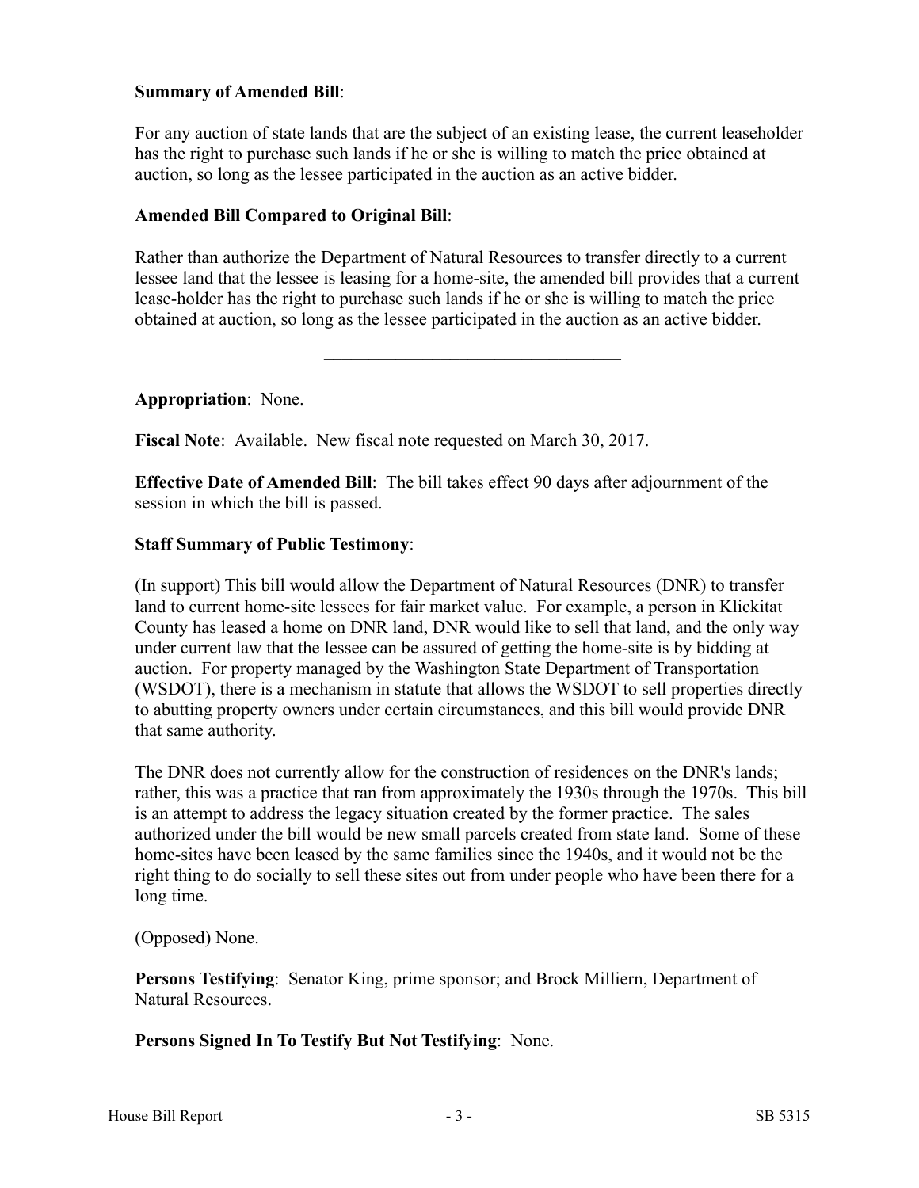**Summary of Amended Bill**:

For any auction of state lands that are the subject of an existing lease, the current leaseholder has the right to purchase such lands if he or she is willing to match the price obtained at auction, so long as the lessee participated in the auction as an active bidder.

**Amended Bill Compared to Original Bill**:

Rather than authorize the Department of Natural Resources to transfer directly to a current lessee land that the lessee is leasing for a home-site, the amended bill provides that a current lease-holder has the right to purchase such lands if he or she is willing to match the price obtained at auction, so long as the lessee participated in the auction as an active bidder.

---

**Appropriation**: None.

**Fiscal Note**: Available. New fiscal note requested on March 30, 2017.

**Effective Date of Amended Bill**: The bill takes effect 90 days after adjournment of the session in which the bill is passed.

**Staff Summary of Public Testimony**:

(In support) This bill would allow the Department of Natural Resources (DNR) to transfer land to current home-site lessees for fair market value. For example, a person in Klickitat County has leased a home on DNR land, DNR would like to sell that land, and the only way under current law that the lessee can be assured of getting the home-site is by bidding at auction. For property managed by the Washington State Department of Transportation (WSDOT), there is a mechanism in statute that allows the WSDOT to sell properties directly to abutting property owners under certain circumstances, and this bill would provide DNR that same authority.

The DNR does not currently allow for the construction of residences on the DNR's lands; rather, this was a practice that ran from approximately the 1930s through the 1970s. This bill is an attempt to address the legacy situation created by the former practice. The sales authorized under the bill would be new small parcels created from state land. Some of these home-sites have been leased by the same families since the 1940s, and it would not be the right thing to do socially to sell these sites out from under people who have been there for a long time.

(Opposed) None.

**Persons Testifying**: Senator King, prime sponsor; and Brock Milliern, Department of Natural Resources.

**Persons Signed In To Testify But Not Testifying**: None.